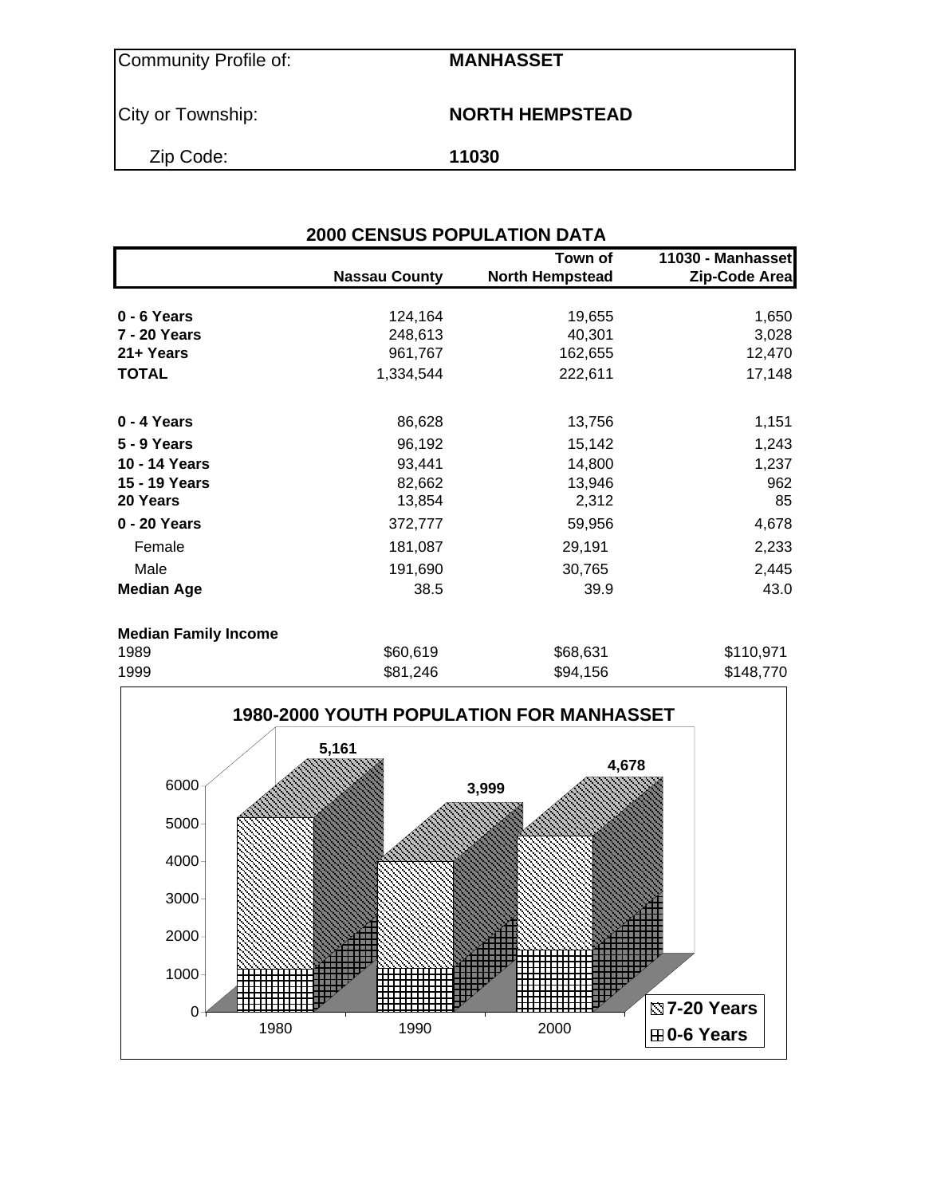| | |
|---|---|
| Community Profile of: | **MANHASSET** |
| City or Township: | **NORTH HEMPSTEAD** |
| Zip Code: | **11030** |

## 2000 CENSUS POPULATION DATA

| | Nassau County | Town of North Hempstead | 11030 - Manhasset Zip-Code Area |
|---|---|---|---|
| **0 - 6 Years** | 124,164 | 19,655 | 1,650 |
| **7 - 20 Years** | 248,613 | 40,301 | 3,028 |
| **21+ Years** | 961,767 | 162,655 | 12,470 |
| **TOTAL** | 1,334,544 | 222,611 | 17,148 |
| | | | |
| **0 - 4 Years** | 86,628 | 13,756 | 1,151 |
| **5 - 9 Years** | 96,192 | 15,142 | 1,243 |
| **10 - 14 Years** | 93,441 | 14,800 | 1,237 |
| **15 - 19 Years** | 82,662 | 13,946 | 962 |
| **20 Years** | 13,854 | 2,312 | 85 |
| **0 - 20 Years** | 372,777 | 59,956 | 4,678 |
| Female | 181,087 | 29,191 | 2,233 |
| Male | 191,690 | 30,765 | 2,445 |
| **Median Age** | 38.5 | 39.9 | 43.0 |
| | | | |
| **Median Family Income** | | | |
| 1989 | $60,619 | $68,631 | $110,971 |
| 1999 | $81,246 | $94,156 | $148,770 |

**1980-2000 YOUTH POPULATION FOR MANHASSET**

| Year | Total (0-20 Years) |
|---|---|
| 1980 | 5,161 |
| 1990 | 3,999 |
| 2000 | 4,678 |

Legend: 7-20 Years; 0-6 Years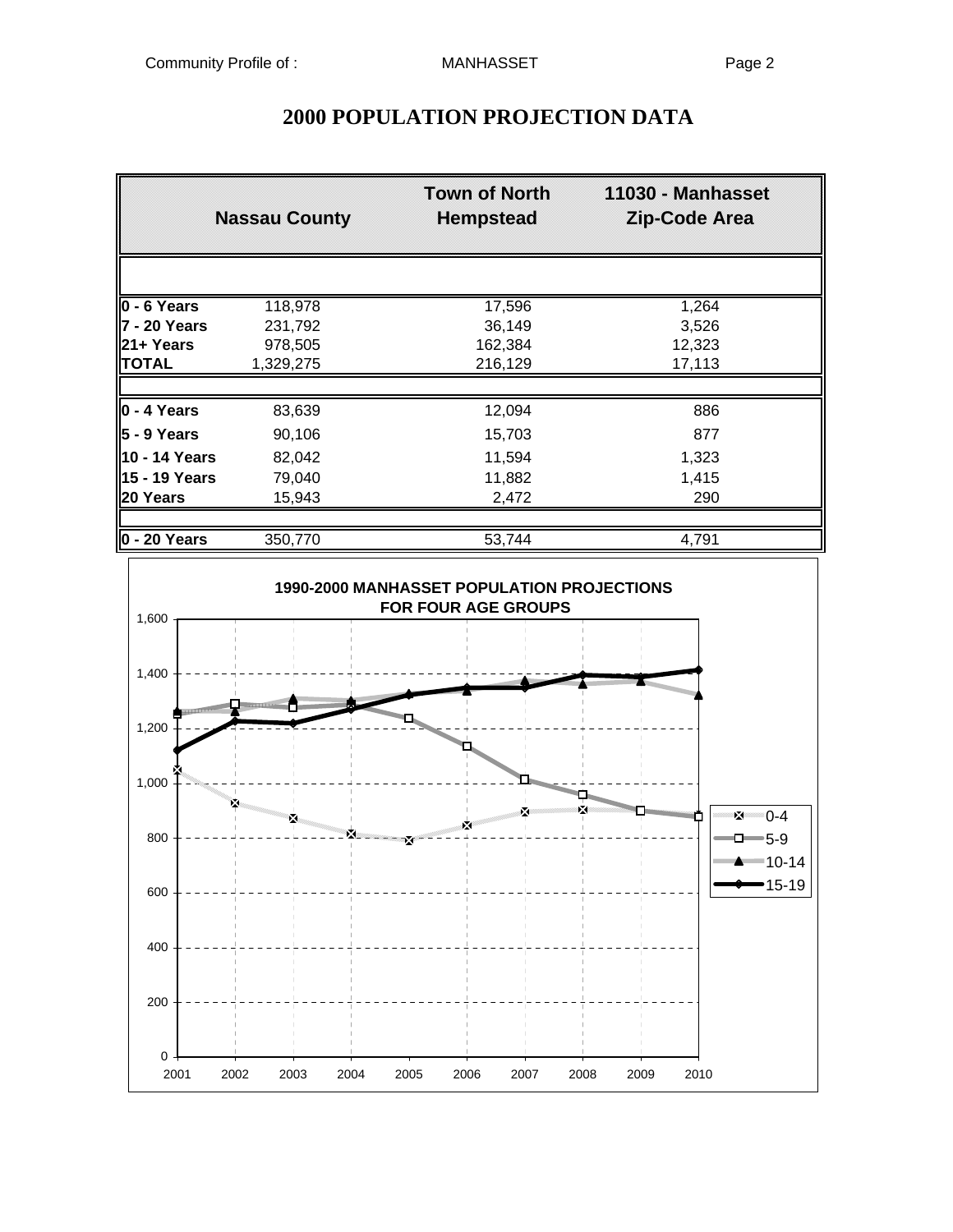# 2000 POPULATION PROJECTION DATA

| | Nassau County | Town of North Hempstead | 11030 - Manhasset Zip-Code Area |
|---|---|---|---|
| **0 - 6 Years** | 118,978 | 17,596 | 1,264 |
| **7 - 20 Years** | 231,792 | 36,149 | 3,526 |
| **21+ Years** | 978,505 | 162,384 | 12,323 |
| **TOTAL** | 1,329,275 | 216,129 | 17,113 |
| | | | |
| **0 - 4 Years** | 83,639 | 12,094 | 886 |
| **5 - 9 Years** | 90,106 | 15,703 | 877 |
| **10 - 14 Years** | 82,042 | 11,594 | 1,323 |
| **15 - 19 Years** | 79,040 | 11,882 | 1,415 |
| **20 Years** | 15,943 | 2,472 | 290 |
| | | | |
| **0 - 20 Years** | 350,770 | 53,744 | 4,791 |

**1990-2000 MANHASSET POPULATION PROJECTIONS FOR FOUR AGE GROUPS**

(Line chart, years 2001–2010, y-axis 0–1,600; series: 0-4, 5-9, 10-14, 15-19)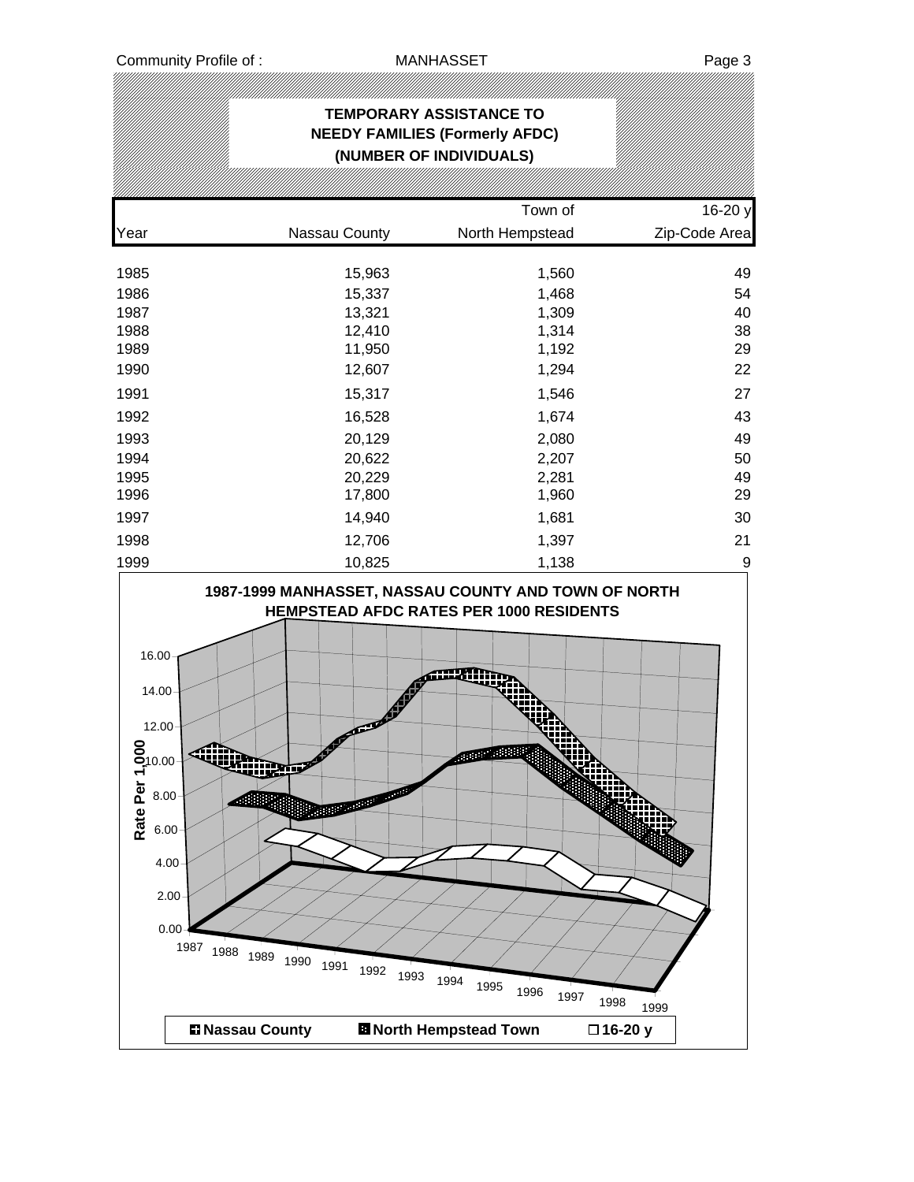## TEMPORARY ASSISTANCE TO NEEDY FAMILIES (Formerly AFDC) (NUMBER OF INDIVIDUALS)

| Year | Nassau County | Town of North Hempstead | 16-20 y Zip-Code Area |
|---|---|---|---|
| 1985 | 15,963 | 1,560 | 49 |
| 1986 | 15,337 | 1,468 | 54 |
| 1987 | 13,321 | 1,309 | 40 |
| 1988 | 12,410 | 1,314 | 38 |
| 1989 | 11,950 | 1,192 | 29 |
| 1990 | 12,607 | 1,294 | 22 |
| 1991 | 15,317 | 1,546 | 27 |
| 1992 | 16,528 | 1,674 | 43 |
| 1993 | 20,129 | 2,080 | 49 |
| 1994 | 20,622 | 2,207 | 50 |
| 1995 | 20,229 | 2,281 | 49 |
| 1996 | 17,800 | 1,960 | 29 |
| 1997 | 14,940 | 1,681 | 30 |
| 1998 | 12,706 | 1,397 | 21 |
| 1999 | 10,825 | 1,138 | 9 |

**1987-1999 MANHASSET, NASSAU COUNTY AND TOWN OF NORTH HEMPSTEAD AFDC RATES PER 1000 RESIDENTS**

Legend: Nassau County, North Hempstead Town, 16-20 y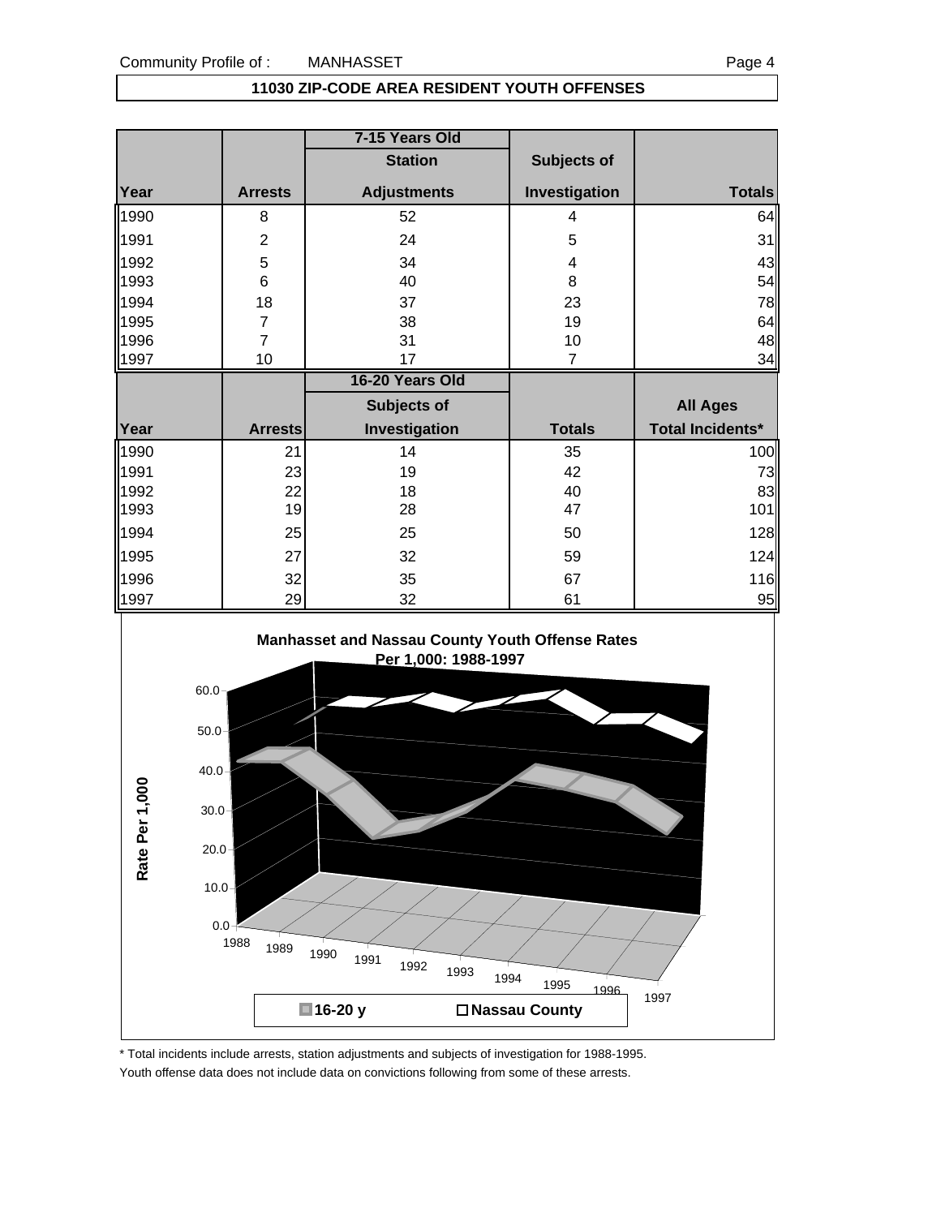## 11030 ZIP-CODE AREA RESIDENT YOUTH OFFENSES

| | | 7-15 Years Old | | |
|---|---|---|---|---|
| | | Station | Subjects of | |
| Year | Arrests | Adjustments | Investigation | Totals |
| 1990 | 8 | 52 | 4 | 64 |
| 1991 | 2 | 24 | 5 | 31 |
| 1992 | 5 | 34 | 4 | 43 |
| 1993 | 6 | 40 | 8 | 54 |
| 1994 | 18 | 37 | 23 | 78 |
| 1995 | 7 | 38 | 19 | 64 |
| 1996 | 7 | 31 | 10 | 48 |
| 1997 | 10 | 17 | 7 | 34 |

| | | 16-20 Years Old | | |
|---|---|---|---|---|
| | | Subjects of | | All Ages |
| Year | Arrests | Investigation | Totals | Total Incidents* |
| 1990 | 21 | 14 | 35 | 100 |
| 1991 | 23 | 19 | 42 | 73 |
| 1992 | 22 | 18 | 40 | 83 |
| 1993 | 19 | 28 | 47 | 101 |
| 1994 | 25 | 25 | 50 | 128 |
| 1995 | 27 | 32 | 59 | 124 |
| 1996 | 32 | 35 | 67 | 116 |
| 1997 | 29 | 32 | 61 | 95 |

**Manhasset and Nassau County Youth Offense Rates Per 1,000: 1988-1997**

Rate Per 1,000

0.0, 10.0, 20.0, 30.0, 40.0, 50.0, 60.0

1988, 1989, 1990, 1991, 1992, 1993, 1994, 1995, 1996, 1997

16-20 y | Nassau County

\* Total incidents include arrests, station adjustments and subjects of investigation for 1988-1995.

Youth offense data does not include data on convictions following from some of these arrests.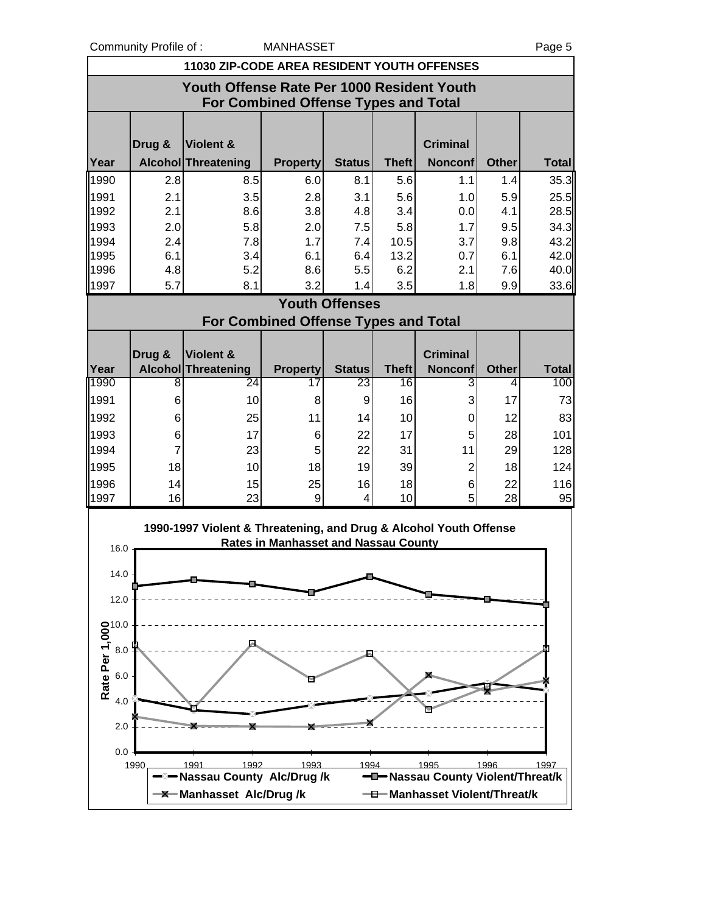## 11030 ZIP-CODE AREA RESIDENT YOUTH OFFENSES

### Youth Offense Rate Per 1000 Resident Youth For Combined Offense Types and Total

| Year | Drug & Alcohol | Violent & Threatening | Property | Status | Theft | Criminal Nonconf | Other | Total |
|---|---|---|---|---|---|---|---|---|
| 1990 | 2.8 | 8.5 | 6.0 | 8.1 | 5.6 | 1.1 | 1.4 | 35.3 |
| 1991 | 2.1 | 3.5 | 2.8 | 3.1 | 5.6 | 1.0 | 5.9 | 25.5 |
| 1992 | 2.1 | 8.6 | 3.8 | 4.8 | 3.4 | 0.0 | 4.1 | 28.5 |
| 1993 | 2.0 | 5.8 | 2.0 | 7.5 | 5.8 | 1.7 | 9.5 | 34.3 |
| 1994 | 2.4 | 7.8 | 1.7 | 7.4 | 10.5 | 3.7 | 9.8 | 43.2 |
| 1995 | 6.1 | 3.4 | 6.1 | 6.4 | 13.2 | 0.7 | 6.1 | 42.0 |
| 1996 | 4.8 | 5.2 | 8.6 | 5.5 | 6.2 | 2.1 | 7.6 | 40.0 |
| 1997 | 5.7 | 8.1 | 3.2 | 1.4 | 3.5 | 1.8 | 9.9 | 33.6 |

### Youth Offenses For Combined Offense Types and Total

| Year | Drug & Alcohol | Violent & Threatening | Property | Status | Theft | Criminal Nonconf | Other | Total |
|---|---|---|---|---|---|---|---|---|
| 1990 | 8 | 24 | 17 | 23 | 16 | 3 | 4 | 100 |
| 1991 | 6 | 10 | 8 | 9 | 16 | 3 | 17 | 73 |
| 1992 | 6 | 25 | 11 | 14 | 10 | 0 | 12 | 83 |
| 1993 | 6 | 17 | 6 | 22 | 17 | 5 | 28 | 101 |
| 1994 | 7 | 23 | 5 | 22 | 31 | 11 | 29 | 128 |
| 1995 | 18 | 10 | 18 | 19 | 39 | 2 | 18 | 124 |
| 1996 | 14 | 15 | 25 | 16 | 18 | 6 | 22 | 116 |
| 1997 | 16 | 23 | 9 | 4 | 10 | 5 | 28 | 95 |

**1990-1997 Violent & Threatening, and Drug & Alcohol Youth Offense Rates in Manhasset and Nassau County**

Rate Per 1,000

Legend: Nassau County Alc/Drug /k; Nassau County Violent/Threat/k; Manhasset Alc/Drug /k; Manhasset Violent/Threat/k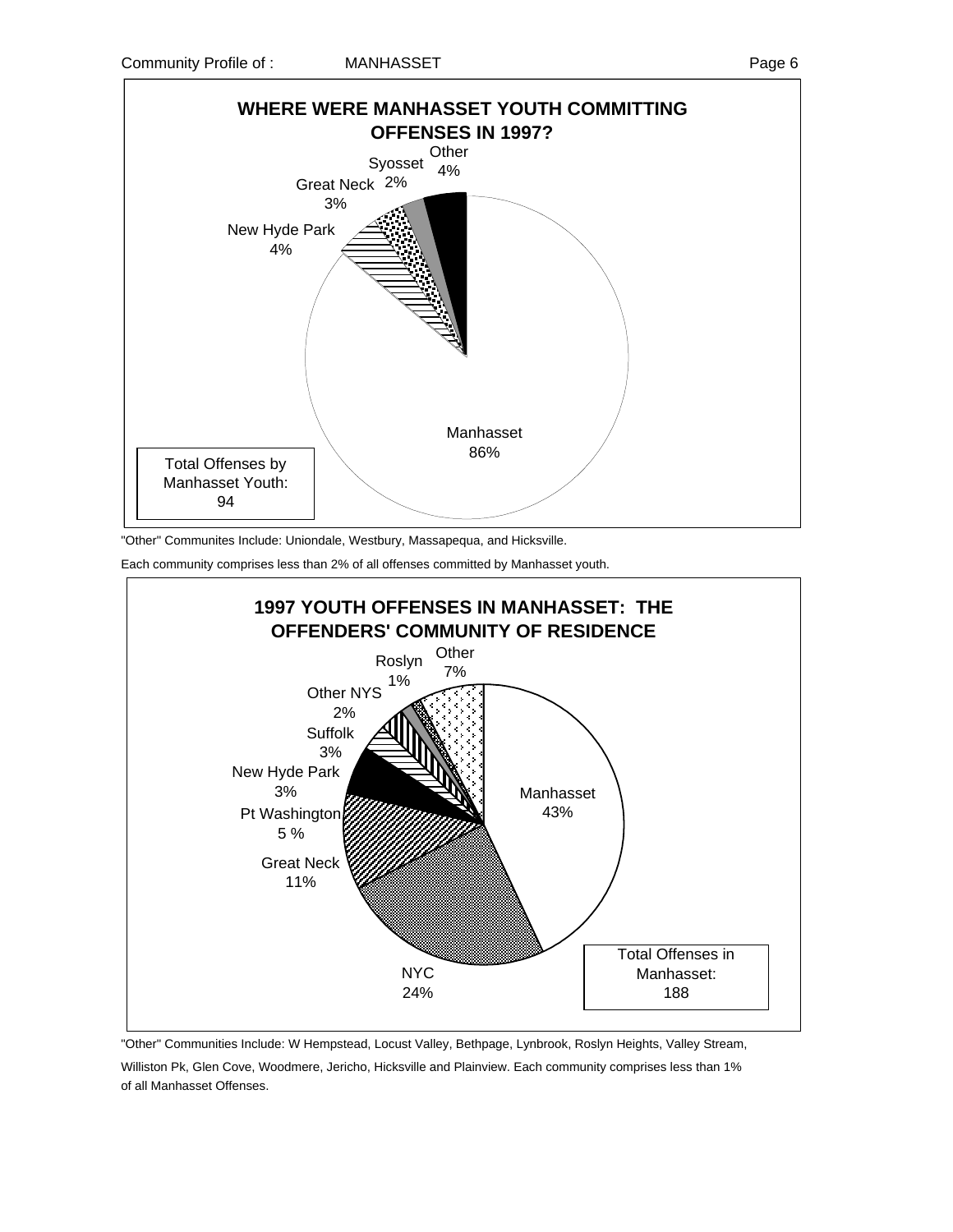## WHERE WERE MANHASSET YOUTH COMMITTING OFFENSES IN 1997?

| Community | Percent |
|---|---|
| Manhasset | 86% |
| New Hyde Park | 4% |
| Great Neck | 3% |
| Syosset | 2% |
| Other | 4% |

Total Offenses by Manhasset Youth: 94

"Other" Communites Include: Uniondale, Westbury, Massapequa, and Hicksville.

Each community comprises less than 2% of all offenses committed by Manhasset youth.

## 1997 YOUTH OFFENSES IN MANHASSET: THE OFFENDERS' COMMUNITY OF RESIDENCE

| Community | Percent |
|---|---|
| Manhasset | 43% |
| NYC | 24% |
| Great Neck | 11% |
| Pt Washington | 5 % |
| New Hyde Park | 3% |
| Suffolk | 3% |
| Other NYS | 2% |
| Roslyn | 1% |
| Other | 7% |

Total Offenses in Manhasset: 188

"Other" Communities Include: W Hempstead, Locust Valley, Bethpage, Lynbrook, Roslyn Heights, Valley Stream, Williston Pk, Glen Cove, Woodmere, Jericho, Hicksville and Plainview. Each community comprises less than 1% of all Manhasset Offenses.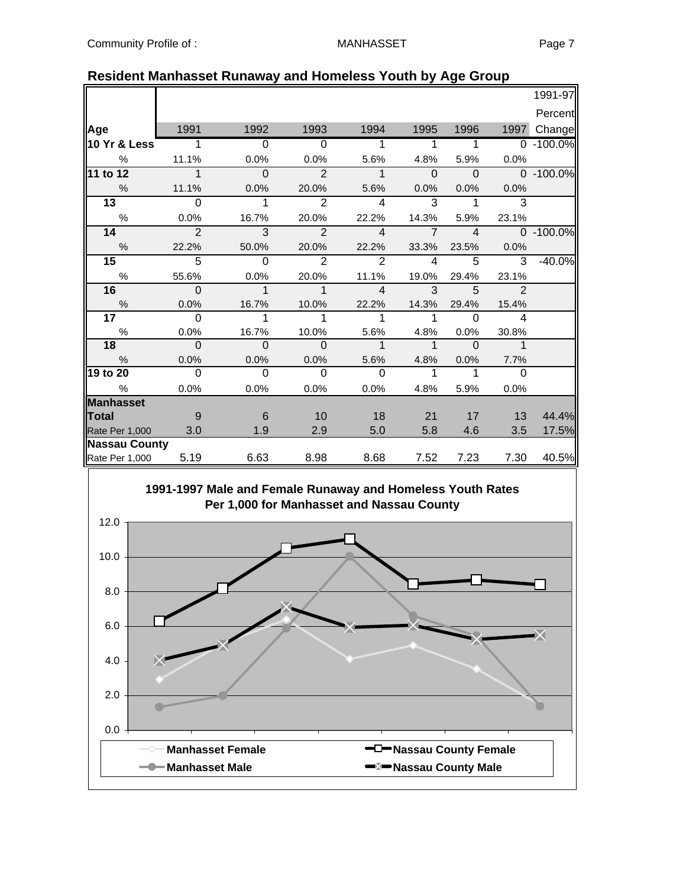## Resident Manhasset Runaway and Homeless Youth by Age Group

| Age | 1991 | 1992 | 1993 | 1994 | 1995 | 1996 | 1997 | 1991-97 Percent Change |
|---|---|---|---|---|---|---|---|---|
| **10 Yr & Less** | 1 | 0 | 0 | 1 | 1 | 1 | 0 | -100.0% |
| % | 11.1% | 0.0% | 0.0% | 5.6% | 4.8% | 5.9% | 0.0% | |
| **11 to 12** | 1 | 0 | 2 | 1 | 0 | 0 | 0 | -100.0% |
| % | 11.1% | 0.0% | 20.0% | 5.6% | 0.0% | 0.0% | 0.0% | |
| **13** | 0 | 1 | 2 | 4 | 3 | 1 | 3 | |
| % | 0.0% | 16.7% | 20.0% | 22.2% | 14.3% | 5.9% | 23.1% | |
| **14** | 2 | 3 | 2 | 4 | 7 | 4 | 0 | -100.0% |
| % | 22.2% | 50.0% | 20.0% | 22.2% | 33.3% | 23.5% | 0.0% | |
| **15** | 5 | 0 | 2 | 2 | 4 | 5 | 3 | -40.0% |
| % | 55.6% | 0.0% | 20.0% | 11.1% | 19.0% | 29.4% | 23.1% | |
| **16** | 0 | 1 | 1 | 4 | 3 | 5 | 2 | |
| % | 0.0% | 16.7% | 10.0% | 22.2% | 14.3% | 29.4% | 15.4% | |
| **17** | 0 | 1 | 1 | 1 | 1 | 0 | 4 | |
| % | 0.0% | 16.7% | 10.0% | 5.6% | 4.8% | 0.0% | 30.8% | |
| **18** | 0 | 0 | 0 | 1 | 1 | 0 | 1 | |
| % | 0.0% | 0.0% | 0.0% | 5.6% | 4.8% | 0.0% | 7.7% | |
| **19 to 20** | 0 | 0 | 0 | 0 | 1 | 1 | 0 | |
| % | 0.0% | 0.0% | 0.0% | 0.0% | 4.8% | 5.9% | 0.0% | |
| **Manhasset Total** | 9 | 6 | 10 | 18 | 21 | 17 | 13 | 44.4% |
| Rate Per 1,000 | 3.0 | 1.9 | 2.9 | 5.0 | 5.8 | 4.6 | 3.5 | 17.5% |
| **Nassau County** | | | | | | | | |
| Rate Per 1,000 | 5.19 | 6.63 | 8.98 | 8.68 | 7.52 | 7.23 | 7.30 | 40.5% |

**1991-1997 Male and Female Runaway and Homeless Youth Rates Per 1,000 for Manhasset and Nassau County**

Legend: Manhasset Female; Manhasset Male; Nassau County Female; Nassau County Male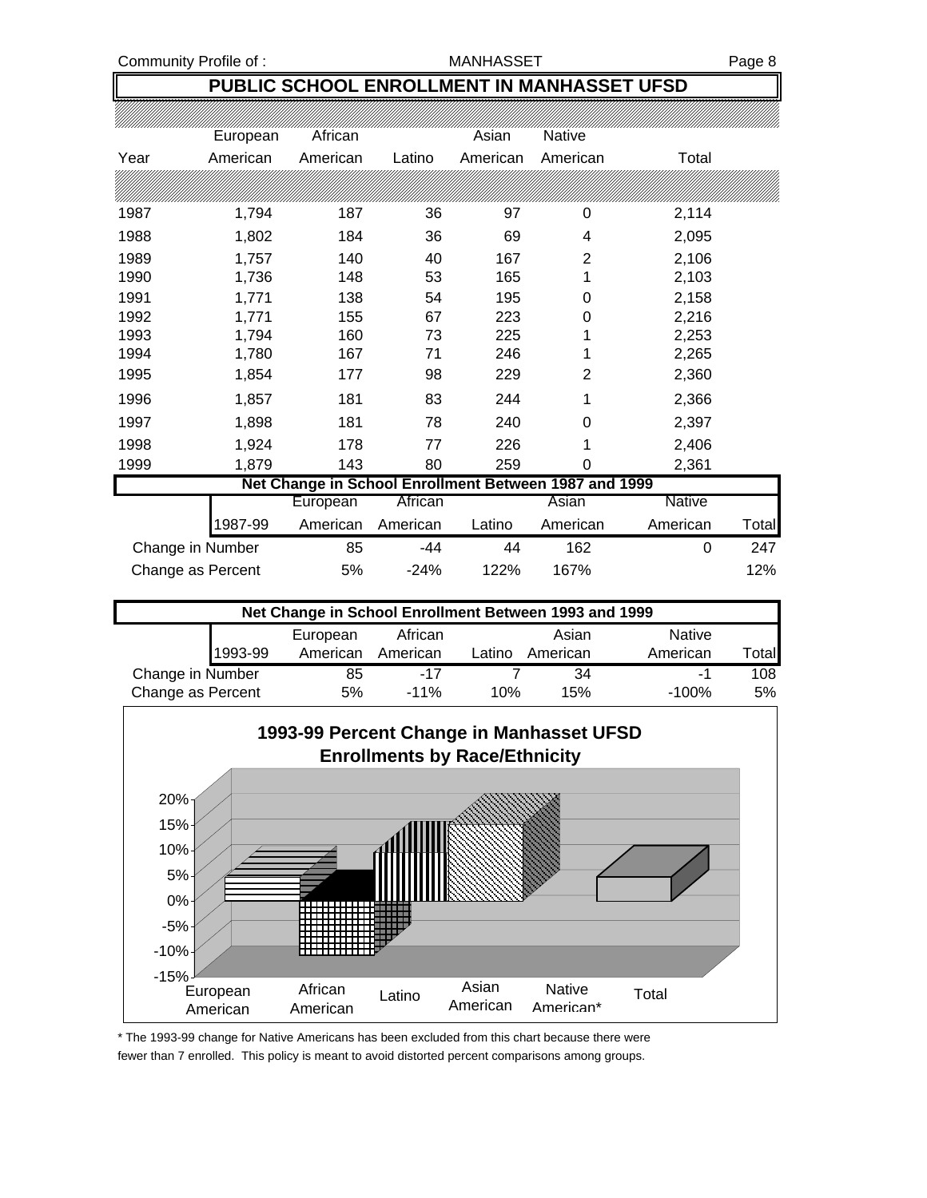## PUBLIC SCHOOL ENROLLMENT IN MANHASSET UFSD

| Year | European American | African American | Latino | Asian American | Native American | Total |
|---|---|---|---|---|---|---|
| 1987 | 1,794 | 187 | 36 | 97 | 0 | 2,114 |
| 1988 | 1,802 | 184 | 36 | 69 | 4 | 2,095 |
| 1989 | 1,757 | 140 | 40 | 167 | 2 | 2,106 |
| 1990 | 1,736 | 148 | 53 | 165 | 1 | 2,103 |
| 1991 | 1,771 | 138 | 54 | 195 | 0 | 2,158 |
| 1992 | 1,771 | 155 | 67 | 223 | 0 | 2,216 |
| 1993 | 1,794 | 160 | 73 | 225 | 1 | 2,253 |
| 1994 | 1,780 | 167 | 71 | 246 | 1 | 2,265 |
| 1995 | 1,854 | 177 | 98 | 229 | 2 | 2,360 |
| 1996 | 1,857 | 181 | 83 | 244 | 1 | 2,366 |
| 1997 | 1,898 | 181 | 78 | 240 | 0 | 2,397 |
| 1998 | 1,924 | 178 | 77 | 226 | 1 | 2,406 |
| 1999 | 1,879 | 143 | 80 | 259 | 0 | 2,361 |

**Net Change in School Enrollment Between 1987 and 1999**

| 1987-99 | European American | African American | Latino | Asian American | Native American | Total |
|---|---|---|---|---|---|---|
| Change in Number | 85 | -44 | 44 | 162 | 0 | 247 |
| Change as Percent | 5% | -24% | 122% | 167% | | 12% |

**Net Change in School Enrollment Between 1993 and 1999**

| 1993-99 | European American | African American | Latino | Asian American | Native American | Total |
|---|---|---|---|---|---|---|
| Change in Number | 85 | -17 | 7 | 34 | -1 | 108 |
| Change as Percent | 5% | -11% | 10% | 15% | -100% | 5% |

**1993-99 Percent Change in Manhasset UFSD Enrollments by Race/Ethnicity**

* The 1993-99 change for Native Americans has been excluded from this chart because there were fewer than 7 enrolled. This policy is meant to avoid distorted percent comparisons among groups.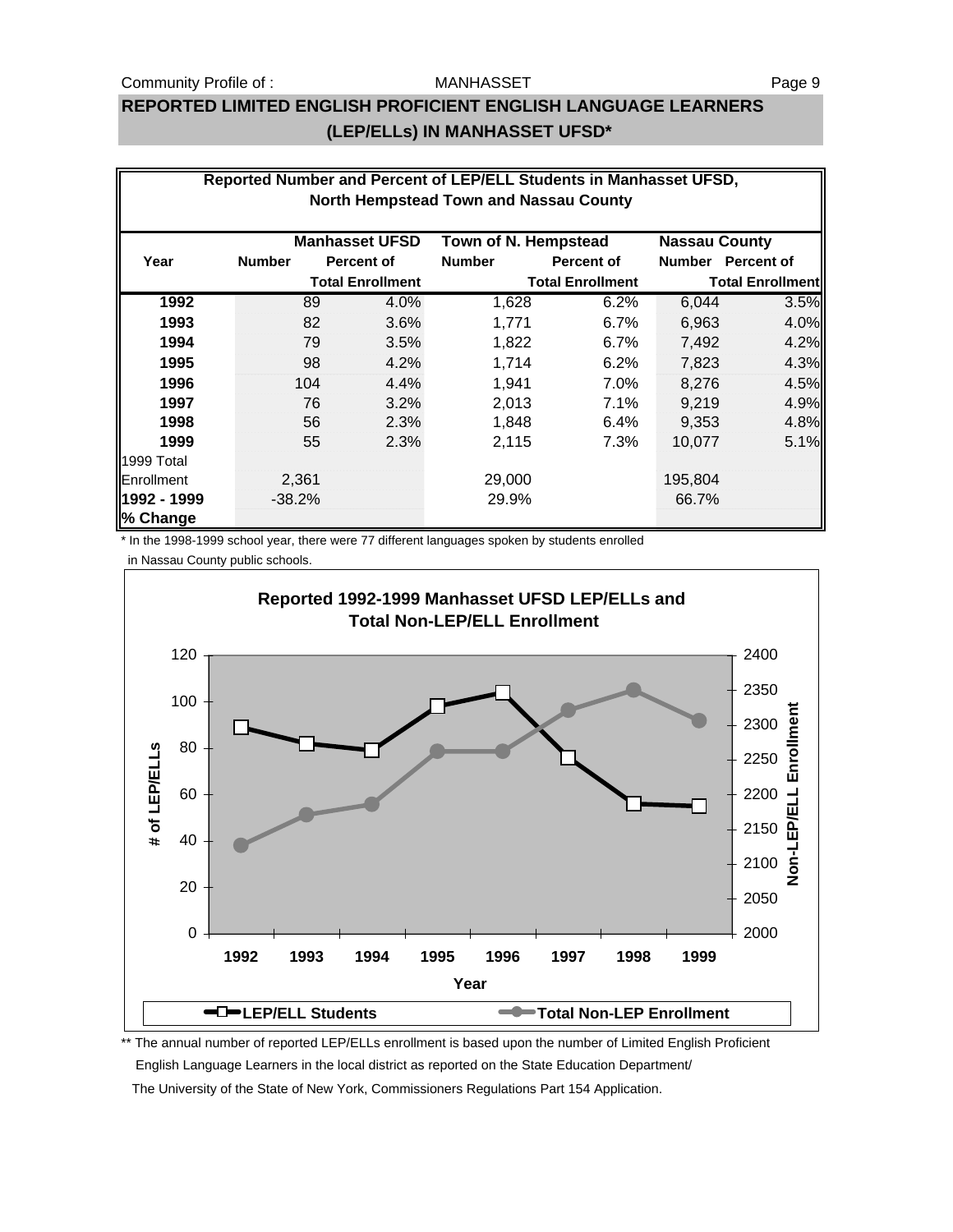## REPORTED LIMITED ENGLISH PROFICIENT ENGLISH LANGUAGE LEARNERS (LEP/ELLs) IN MANHASSET UFSD*

**Reported Number and Percent of LEP/ELL Students in Manhasset UFSD, North Hempstead Town and Nassau County**

| Year | Manhasset UFSD | | Town of N. Hempstead | | Nassau County | |
|---|---|---|---|---|---|---|
| | Number | Percent of Total Enrollment | Number | Percent of Total Enrollment | Number | Percent of Total Enrollment |
| **1992** | 89 | 4.0% | 1,628 | 6.2% | 6,044 | 3.5% |
| **1993** | 82 | 3.6% | 1,771 | 6.7% | 6,963 | 4.0% |
| **1994** | 79 | 3.5% | 1,822 | 6.7% | 7,492 | 4.2% |
| **1995** | 98 | 4.2% | 1,714 | 6.2% | 7,823 | 4.3% |
| **1996** | 104 | 4.4% | 1,941 | 7.0% | 8,276 | 4.5% |
| **1997** | 76 | 3.2% | 2,013 | 7.1% | 9,219 | 4.9% |
| **1998** | 56 | 2.3% | 1,848 | 6.4% | 9,353 | 4.8% |
| **1999** | 55 | 2.3% | 2,115 | 7.3% | 10,077 | 5.1% |
| 1999 Total Enrollment | 2,361 | | 29,000 | | 195,804 | |
| **1992 - 1999 % Change** | -38.2% | | 29.9% | | 66.7% | |

\* In the 1998-1999 school year, there were 77 different languages spoken by students enrolled in Nassau County public schools.

**Reported 1992-1999 Manhasset UFSD LEP/ELLs and Total Non-LEP/ELL Enrollment**

\*\* The annual number of reported LEP/ELLs enrollment is based upon the number of Limited English Proficient English Language Learners in the local district as reported on the State Education Department/ The University of the State of New York, Commissioners Regulations Part 154 Application.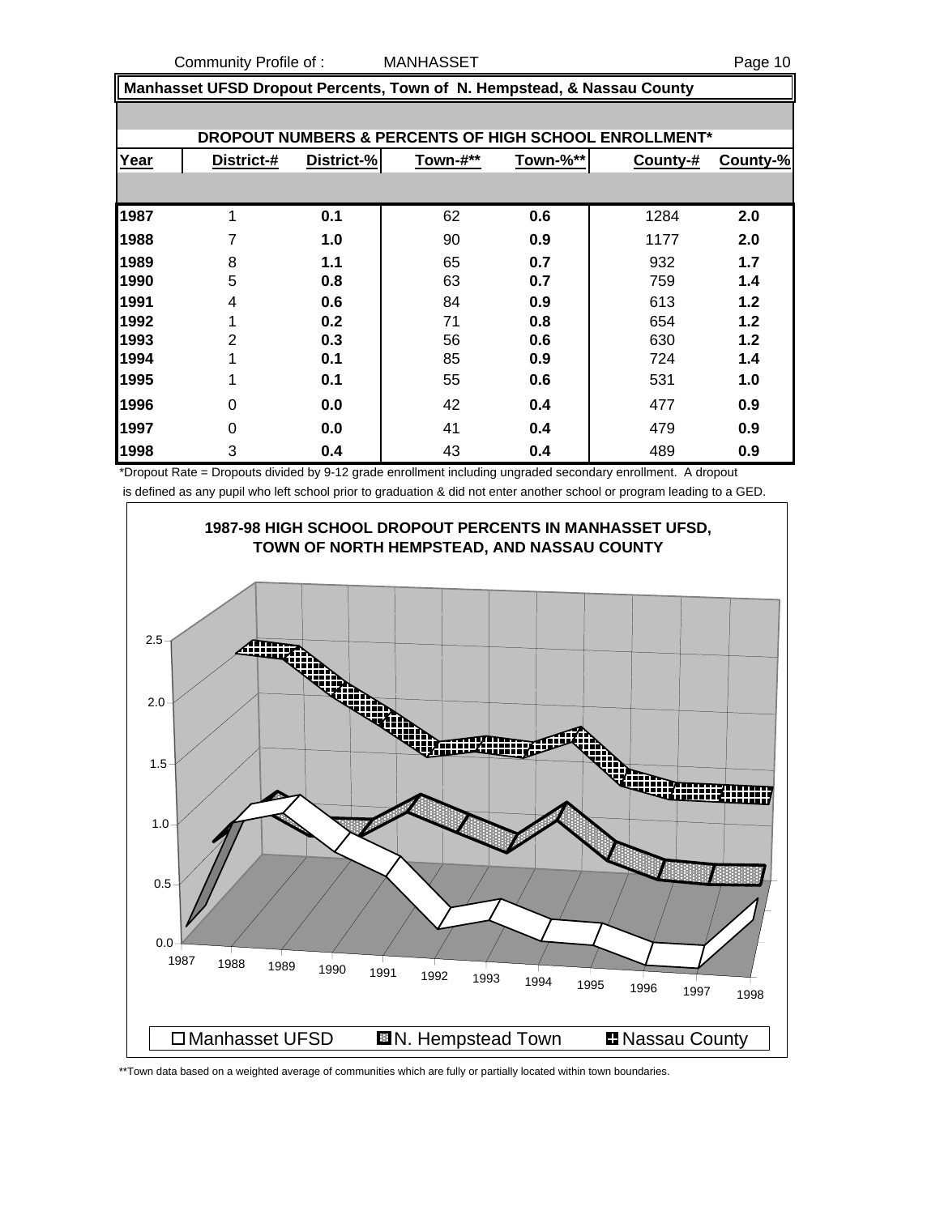## Manhasset UFSD Dropout Percents, Town of N. Hempstead, & Nassau County

### DROPOUT NUMBERS & PERCENTS OF HIGH SCHOOL ENROLLMENT*

| Year | District-# | District-% | Town-#** | Town-%** | County-# | County-% |
|---|---|---|---|---|---|---|
| **1987** | 1 | **0.1** | 62 | **0.6** | 1284 | **2.0** |
| **1988** | 7 | **1.0** | 90 | **0.9** | 1177 | **2.0** |
| **1989** | 8 | **1.1** | 65 | **0.7** | 932 | **1.7** |
| **1990** | 5 | **0.8** | 63 | **0.7** | 759 | **1.4** |
| **1991** | 4 | **0.6** | 84 | **0.9** | 613 | **1.2** |
| **1992** | 1 | **0.2** | 71 | **0.8** | 654 | **1.2** |
| **1993** | 2 | **0.3** | 56 | **0.6** | 630 | **1.2** |
| **1994** | 1 | **0.1** | 85 | **0.9** | 724 | **1.4** |
| **1995** | 1 | **0.1** | 55 | **0.6** | 531 | **1.0** |
| **1996** | 0 | **0.0** | 42 | **0.4** | 477 | **0.9** |
| **1997** | 0 | **0.0** | 41 | **0.4** | 479 | **0.9** |
| **1998** | 3 | **0.4** | 43 | **0.4** | 489 | **0.9** |

*Dropout Rate = Dropouts divided by 9-12 grade enrollment including ungraded secondary enrollment. A dropout is defined as any pupil who left school prior to graduation & did not enter another school or program leading to a GED.

**1987-98 HIGH SCHOOL DROPOUT PERCENTS IN MANHASSET UFSD, TOWN OF NORTH HEMPSTEAD, AND NASSAU COUNTY**

Legend: Manhasset UFSD, N. Hempstead Town, Nassau County

**Town data based on a weighted average of communities which are fully or partially located within town boundaries.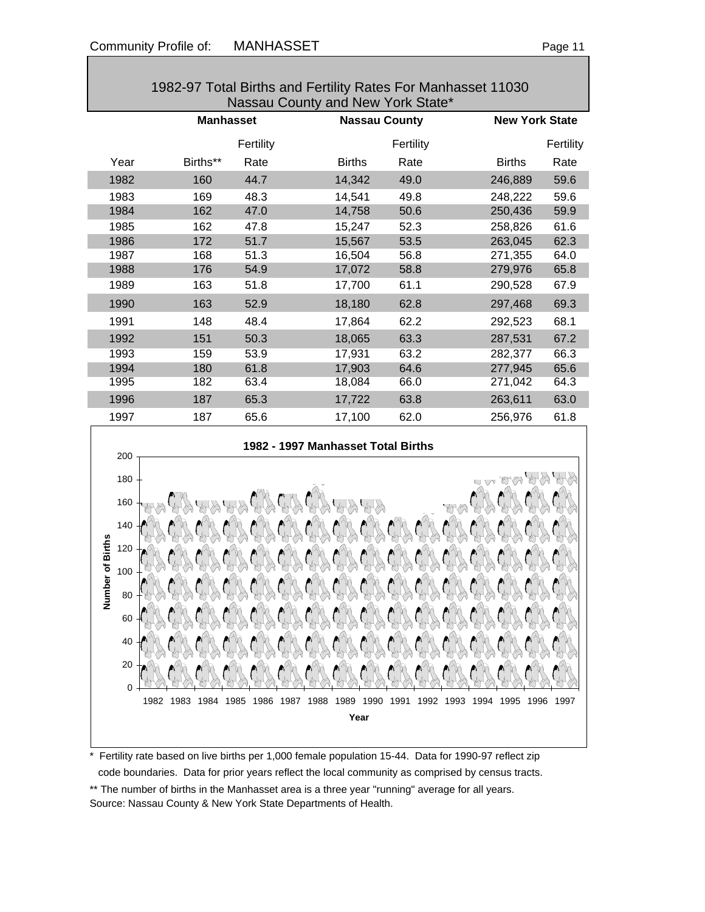## 1982-97 Total Births and Fertility Rates For Manhasset 11030 Nassau County and New York State*

| | Manhasset | | Nassau County | | New York State | |
|---|---|---|---|---|---|---|
| Year | Births** | Fertility Rate | Births | Fertility Rate | Births | Fertility Rate |
| 1982 | 160 | 44.7 | 14,342 | 49.0 | 246,889 | 59.6 |
| 1983 | 169 | 48.3 | 14,541 | 49.8 | 248,222 | 59.6 |
| 1984 | 162 | 47.0 | 14,758 | 50.6 | 250,436 | 59.9 |
| 1985 | 162 | 47.8 | 15,247 | 52.3 | 258,826 | 61.6 |
| 1986 | 172 | 51.7 | 15,567 | 53.5 | 263,045 | 62.3 |
| 1987 | 168 | 51.3 | 16,504 | 56.8 | 271,355 | 64.0 |
| 1988 | 176 | 54.9 | 17,072 | 58.8 | 279,976 | 65.8 |
| 1989 | 163 | 51.8 | 17,700 | 61.1 | 290,528 | 67.9 |
| 1990 | 163 | 52.9 | 18,180 | 62.8 | 297,468 | 69.3 |
| 1991 | 148 | 48.4 | 17,864 | 62.2 | 292,523 | 68.1 |
| 1992 | 151 | 50.3 | 18,065 | 63.3 | 287,531 | 67.2 |
| 1993 | 159 | 53.9 | 17,931 | 63.2 | 282,377 | 66.3 |
| 1994 | 180 | 61.8 | 17,903 | 64.6 | 277,945 | 65.6 |
| 1995 | 182 | 63.4 | 18,084 | 66.0 | 271,042 | 64.3 |
| 1996 | 187 | 65.3 | 17,722 | 63.8 | 263,611 | 63.0 |
| 1997 | 187 | 65.6 | 17,100 | 62.0 | 256,976 | 61.8 |

**1982 - 1997 Manhasset Total Births**

| Year | Number of Births |
|---|---|
| 1982 | 160 |
| 1983 | 169 |
| 1984 | 162 |
| 1985 | 162 |
| 1986 | 172 |
| 1987 | 168 |
| 1988 | 176 |
| 1989 | 163 |
| 1990 | 163 |
| 1991 | 148 |
| 1992 | 151 |
| 1993 | 159 |
| 1994 | 180 |
| 1995 | 182 |
| 1996 | 187 |
| 1997 | 187 |

\* Fertility rate based on live births per 1,000 female population 15-44. Data for 1990-97 reflect zip code boundaries. Data for prior years reflect the local community as comprised by census tracts.

** The number of births in the Manhasset area is a three year "running" average for all years.

Source: Nassau County & New York State Departments of Health.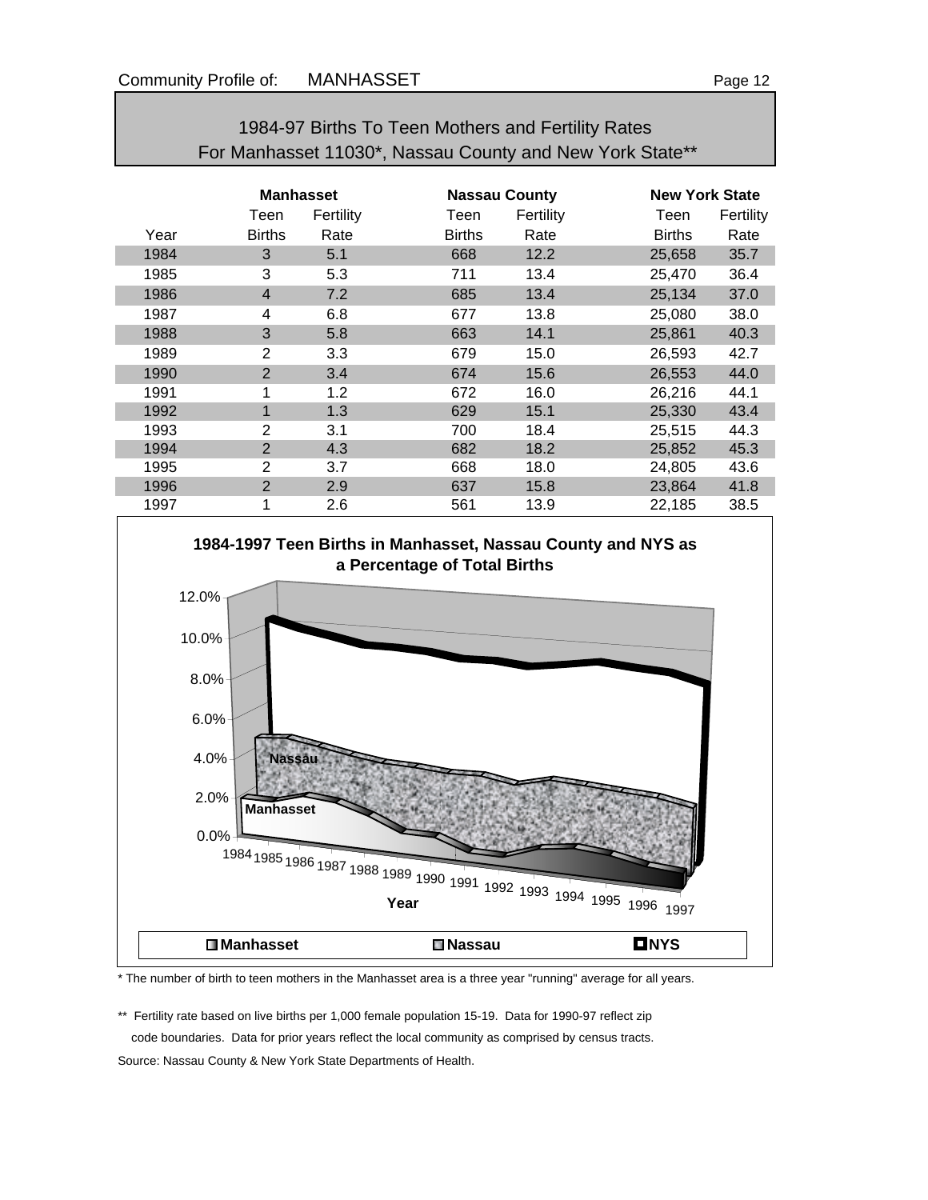Community Profile of: MANHASSET

## 1984-97 Births To Teen Mothers and Fertility Rates For Manhasset 11030*, Nassau County and New York State**

| | Manhasset | | Nassau County | | New York State | |
|---|---|---|---|---|---|---|
| Year | Teen Births | Fertility Rate | Teen Births | Fertility Rate | Teen Births | Fertility Rate |
| 1984 | 3 | 5.1 | 668 | 12.2 | 25,658 | 35.7 |
| 1985 | 3 | 5.3 | 711 | 13.4 | 25,470 | 36.4 |
| 1986 | 4 | 7.2 | 685 | 13.4 | 25,134 | 37.0 |
| 1987 | 4 | 6.8 | 677 | 13.8 | 25,080 | 38.0 |
| 1988 | 3 | 5.8 | 663 | 14.1 | 25,861 | 40.3 |
| 1989 | 2 | 3.3 | 679 | 15.0 | 26,593 | 42.7 |
| 1990 | 2 | 3.4 | 674 | 15.6 | 26,553 | 44.0 |
| 1991 | 1 | 1.2 | 672 | 16.0 | 26,216 | 44.1 |
| 1992 | 1 | 1.3 | 629 | 15.1 | 25,330 | 43.4 |
| 1993 | 2 | 3.1 | 700 | 18.4 | 25,515 | 44.3 |
| 1994 | 2 | 4.3 | 682 | 18.2 | 25,852 | 45.3 |
| 1995 | 2 | 3.7 | 668 | 18.0 | 24,805 | 43.6 |
| 1996 | 2 | 2.9 | 637 | 15.8 | 23,864 | 41.8 |
| 1997 | 1 | 2.6 | 561 | 13.9 | 22,185 | 38.5 |

**1984-1997 Teen Births in Manhasset, Nassau County and NYS as a Percentage of Total Births**

* The number of birth to teen mothers in the Manhasset area is a three year "running" average for all years.

** Fertility rate based on live births per 1,000 female population 15-19. Data for 1990-97 reflect zip code boundaries. Data for prior years reflect the local community as comprised by census tracts.

Source: Nassau County & New York State Departments of Health.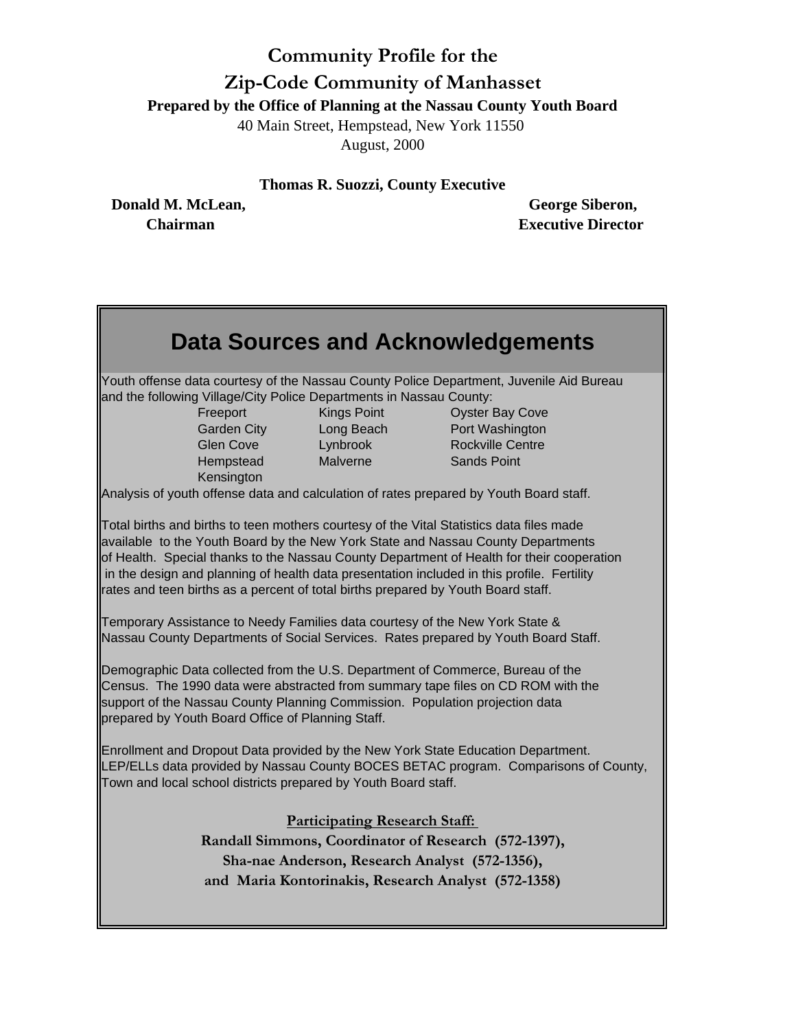# Community Profile for the

# Zip-Code Community of Manhasset

**Prepared by the Office of Planning at the Nassau County Youth Board**

40 Main Street, Hempstead, New York 11550

August, 2000

**Thomas R. Suozzi, County Executive**

**Donald M. McLean, Chairman**

**George Siberon, Executive Director**

## Data Sources and Acknowledgements

Youth offense data courtesy of the Nassau County Police Department, Juvenile Aid Bureau and the following Village/City Police Departments in Nassau County:

| | | |
|---|---|---|
| Freeport | Kings Point | Oyster Bay Cove |
| Garden City | Long Beach | Port Washington |
| Glen Cove | Lynbrook | Rockville Centre |
| Hempstead | Malverne | Sands Point |
| Kensington | | |

Analysis of youth offense data and calculation of rates prepared by Youth Board staff.

Total births and births to teen mothers courtesy of the Vital Statistics data files made available to the Youth Board by the New York State and Nassau County Departments of Health. Special thanks to the Nassau County Department of Health for their cooperation in the design and planning of health data presentation included in this profile. Fertility rates and teen births as a percent of total births prepared by Youth Board staff.

Temporary Assistance to Needy Families data courtesy of the New York State & Nassau County Departments of Social Services. Rates prepared by Youth Board Staff.

Demographic Data collected from the U.S. Department of Commerce, Bureau of the Census. The 1990 data were abstracted from summary tape files on CD ROM with the support of the Nassau County Planning Commission. Population projection data prepared by Youth Board Office of Planning Staff.

Enrollment and Dropout Data provided by the New York State Education Department. LEP/ELLs data provided by Nassau County BOCES BETAC program. Comparisons of County, Town and local school districts prepared by Youth Board staff.

**Participating Research Staff:**

**Randall Simmons, Coordinator of Research (572-1397),**

**Sha-nae Anderson, Research Analyst (572-1356),**

**and Maria Kontorinakis, Research Analyst (572-1358)**